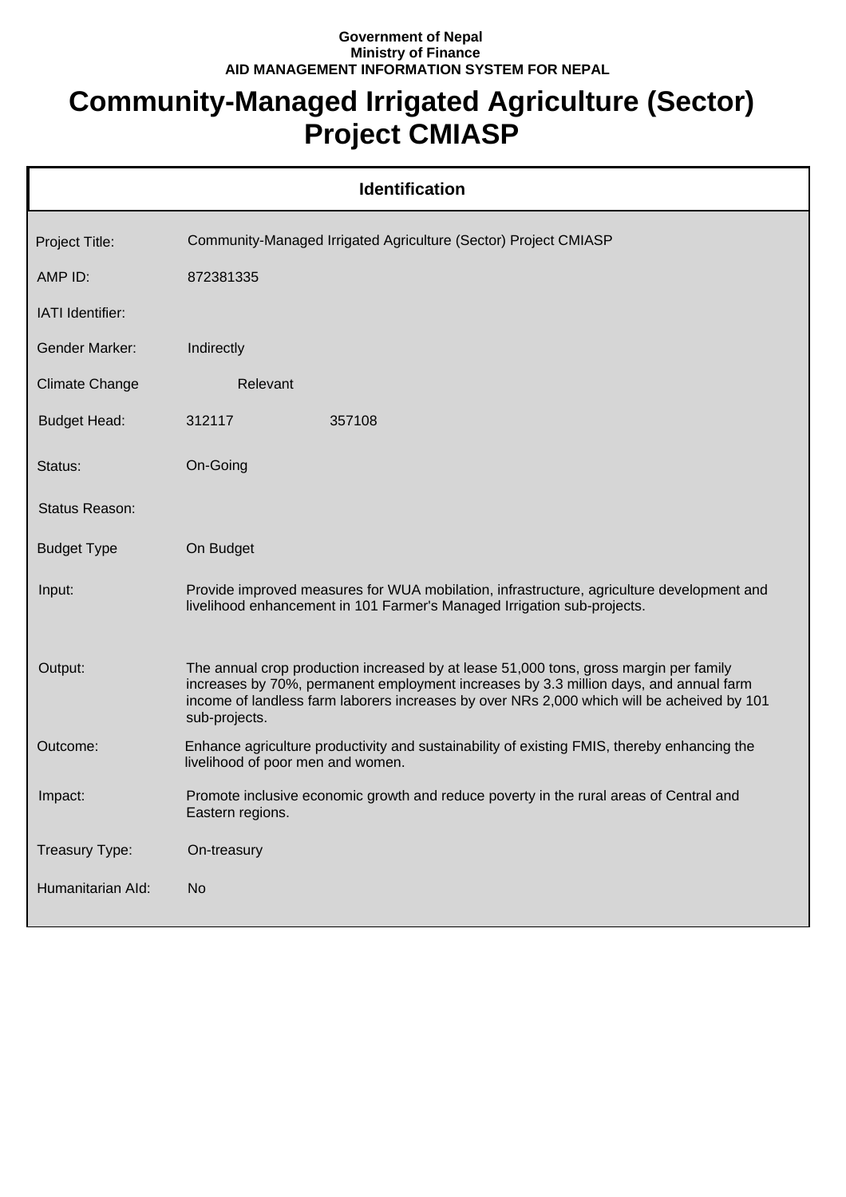Government of Nepal
Ministry of Finance
AID MANAGEMENT INFORMATION SYSTEM FOR NEPAL

# Community-Managed Irrigated Agriculture (Sector) Project CMIASP

## Identification

| | |
|---|---|
| Project Title: | Community-Managed Irrigated Agriculture (Sector) Project CMIASP |
| AMP ID: | 872381335 |
| IATI Identifier: | |
| Gender Marker: | Indirectly |
| Climate Change | Relevant |
| Budget Head: | 312117 357108 |
| Status: | On-Going |
| Status Reason: | |
| Budget Type | On Budget |
| Input: | Provide improved measures for WUA mobilation, infrastructure, agriculture development and livelihood enhancement in 101 Farmer's Managed Irrigation sub-projects. |
| Output: | The annual crop production increased by at lease 51,000 tons, gross margin per family increases by 70%, permanent employment increases by 3.3 million days, and annual farm income of landless farm laborers increases by over NRs 2,000 which will be acheived by 101 sub-projects. |
| Outcome: | Enhance agriculture productivity and sustainability of existing FMIS, thereby enhancing the livelihood of poor men and women. |
| Impact: | Promote inclusive economic growth and reduce poverty in the rural areas of Central and Eastern regions. |
| Treasury Type: | On-treasury |
| Humanitarian AId: | No |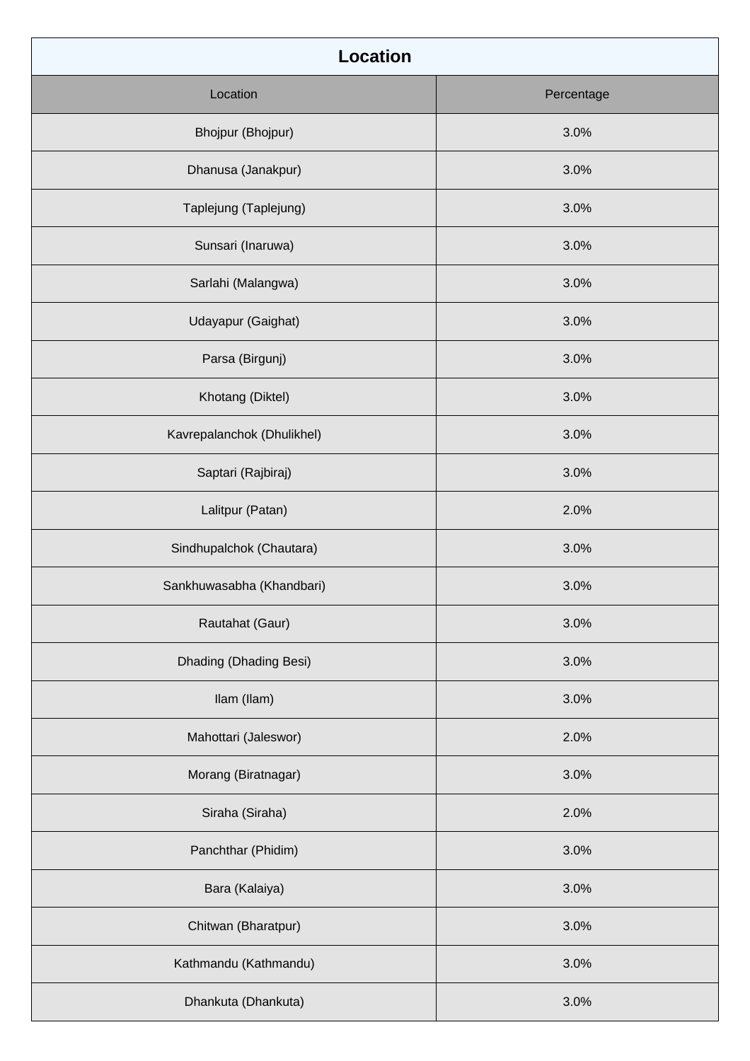| Location | |
|---|---|
| Location | Percentage |
| Bhojpur (Bhojpur) | 3.0% |
| Dhanusa (Janakpur) | 3.0% |
| Taplejung (Taplejung) | 3.0% |
| Sunsari (Inaruwa) | 3.0% |
| Sarlahi (Malangwa) | 3.0% |
| Udayapur (Gaighat) | 3.0% |
| Parsa (Birgunj) | 3.0% |
| Khotang (Diktel) | 3.0% |
| Kavrepalanchok (Dhulikhel) | 3.0% |
| Saptari (Rajbiraj) | 3.0% |
| Lalitpur (Patan) | 2.0% |
| Sindhupalchok (Chautara) | 3.0% |
| Sankhuwasabha (Khandbari) | 3.0% |
| Rautahat (Gaur) | 3.0% |
| Dhading (Dhading Besi) | 3.0% |
| Ilam (Ilam) | 3.0% |
| Mahottari (Jaleswor) | 2.0% |
| Morang (Biratnagar) | 3.0% |
| Siraha (Siraha) | 2.0% |
| Panchthar (Phidim) | 3.0% |
| Bara (Kalaiya) | 3.0% |
| Chitwan (Bharatpur) | 3.0% |
| Kathmandu (Kathmandu) | 3.0% |
| Dhankuta (Dhankuta) | 3.0% |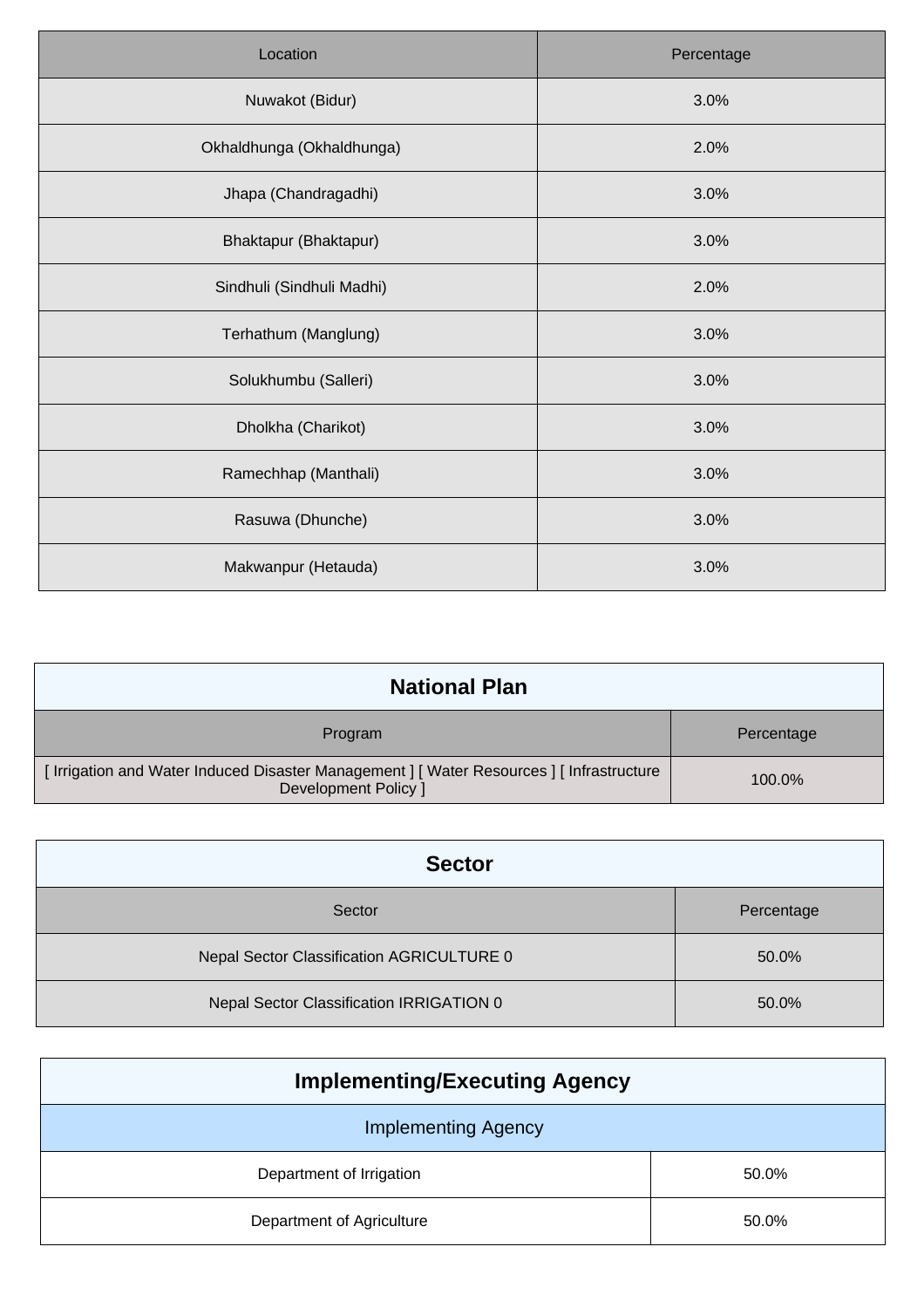| Location | Percentage |
| --- | --- |
| Nuwakot (Bidur) | 3.0% |
| Okhaldhunga (Okhaldhunga) | 2.0% |
| Jhapa (Chandragadhi) | 3.0% |
| Bhaktapur (Bhaktapur) | 3.0% |
| Sindhuli (Sindhuli Madhi) | 2.0% |
| Terhathum (Manglung) | 3.0% |
| Solukhumbu (Salleri) | 3.0% |
| Dholkha (Charikot) | 3.0% |
| Ramechhap (Manthali) | 3.0% |
| Rasuwa (Dhunche) | 3.0% |
| Makwanpur (Hetauda) | 3.0% |

## National Plan

| Program | Percentage |
| --- | --- |
| [ Irrigation and Water Induced Disaster Management ] [ Water Resources ] [ Infrastructure Development Policy ] | 100.0% |

## Sector

| Sector | Percentage |
| --- | --- |
| Nepal Sector Classification AGRICULTURE 0 | 50.0% |
| Nepal Sector Classification IRRIGATION 0 | 50.0% |

## Implementing/Executing Agency

| Implementing Agency | |
| --- | --- |
| Department of Irrigation | 50.0% |
| Department of Agriculture | 50.0% |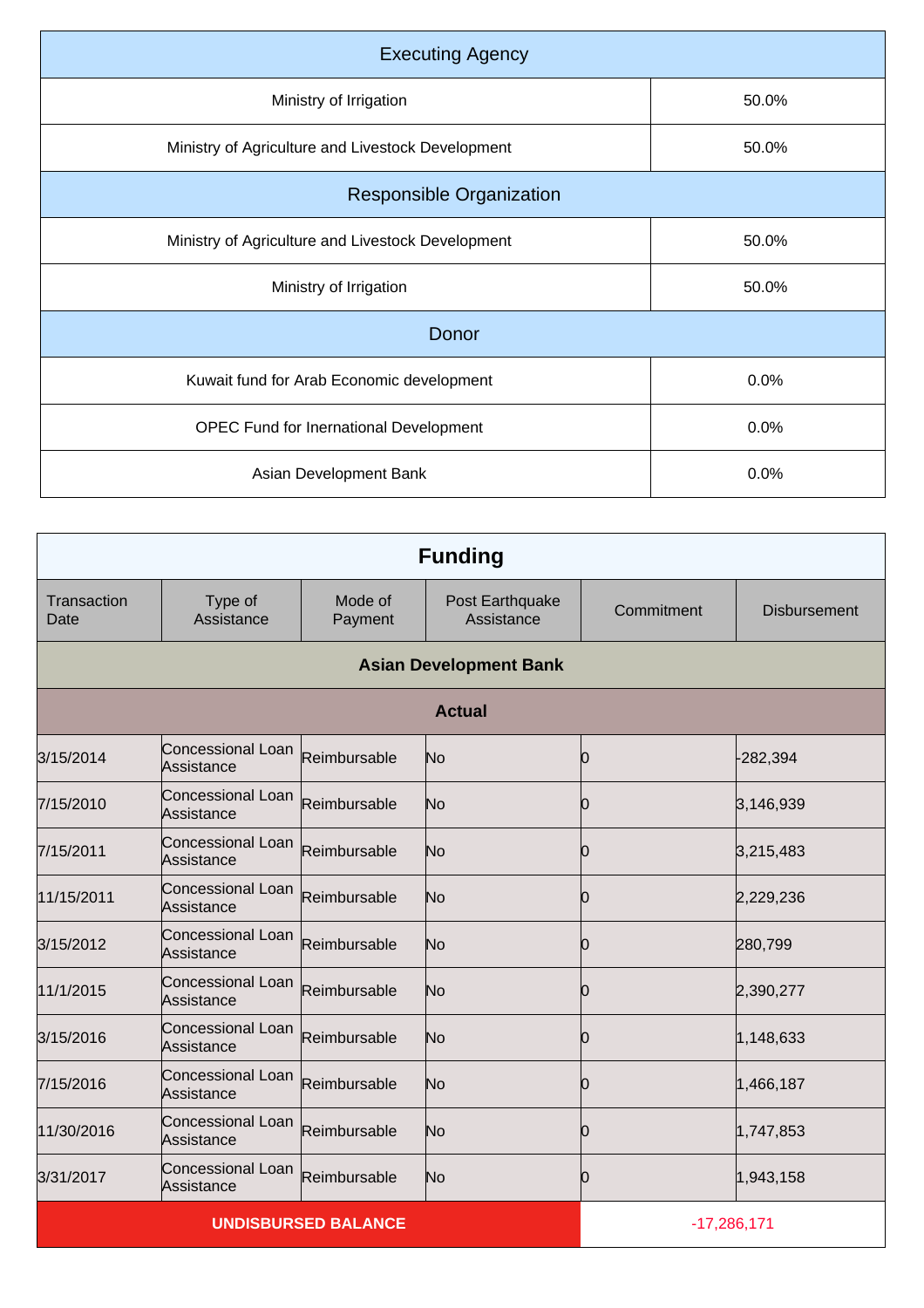| Executing Agency | |
|---|---|
| Ministry of Irrigation | 50.0% |
| Ministry of Agriculture and Livestock Development | 50.0% |

| Responsible Organization | |
|---|---|
| Ministry of Agriculture and Livestock Development | 50.0% |
| Ministry of Irrigation | 50.0% |

| Donor | |
|---|---|
| Kuwait fund for Arab Economic development | 0.0% |
| OPEC Fund for Inernational Development | 0.0% |
| Asian Development Bank | 0.0% |

## Funding

| Transaction Date | Type of Assistance | Mode of Payment | Post Earthquake Assistance | Commitment | Disbursement |
|---|---|---|---|---|---|
| **Asian Development Bank** | | | | | |
| **Actual** | | | | | |
| 3/15/2014 | Concessional Loan Assistance | Reimbursable | No | 0 | -282,394 |
| 7/15/2010 | Concessional Loan Assistance | Reimbursable | No | 0 | 3,146,939 |
| 7/15/2011 | Concessional Loan Assistance | Reimbursable | No | 0 | 3,215,483 |
| 11/15/2011 | Concessional Loan Assistance | Reimbursable | No | 0 | 2,229,236 |
| 3/15/2012 | Concessional Loan Assistance | Reimbursable | No | 0 | 280,799 |
| 11/1/2015 | Concessional Loan Assistance | Reimbursable | No | 0 | 2,390,277 |
| 3/15/2016 | Concessional Loan Assistance | Reimbursable | No | 0 | 1,148,633 |
| 7/15/2016 | Concessional Loan Assistance | Reimbursable | No | 0 | 1,466,187 |
| 11/30/2016 | Concessional Loan Assistance | Reimbursable | No | 0 | 1,747,853 |
| 3/31/2017 | Concessional Loan Assistance | Reimbursable | No | 0 | 1,943,158 |
| **UNDISBURSED BALANCE** | | | | -17,286,171 | |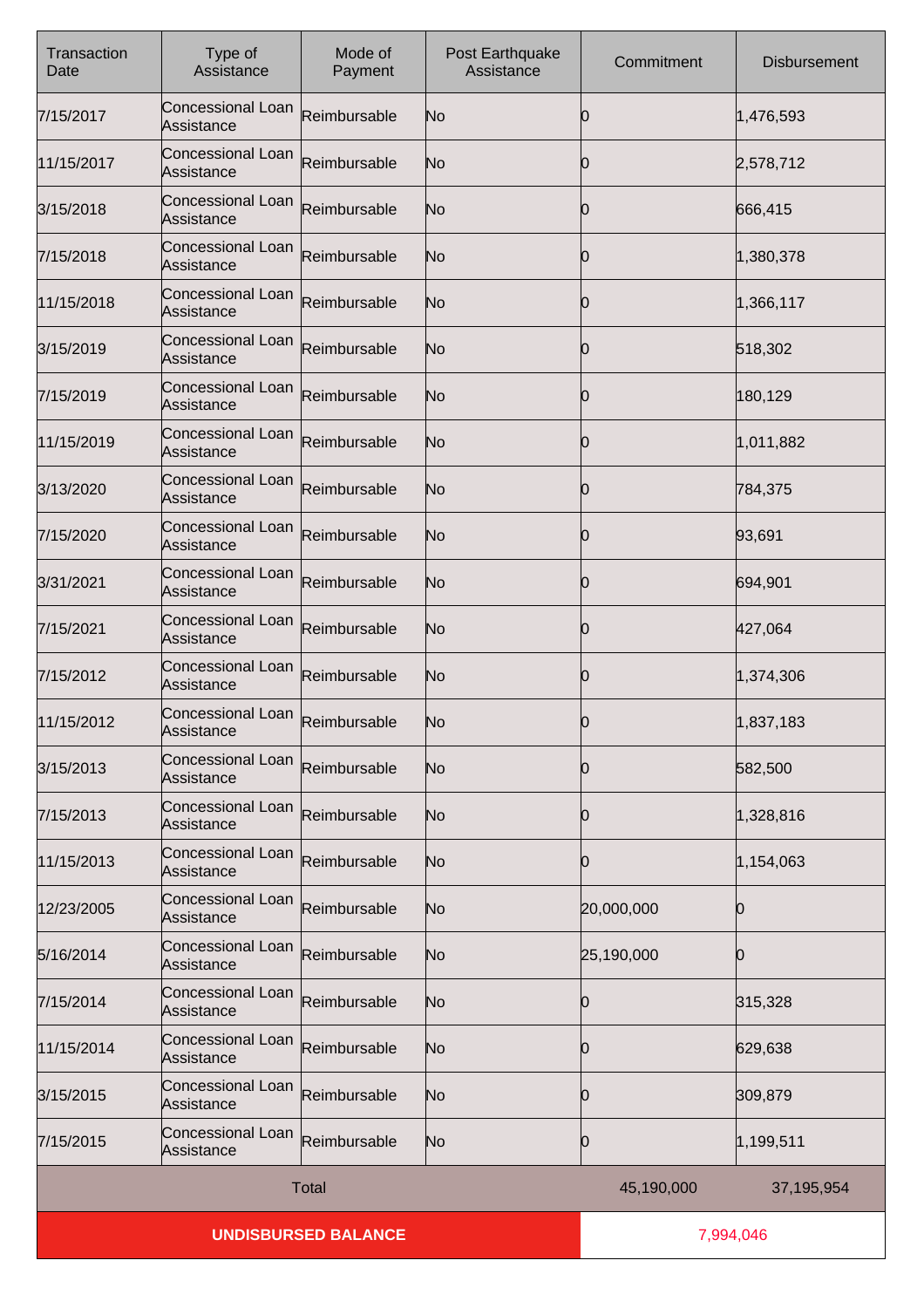| Transaction Date | Type of Assistance | Mode of Payment | Post Earthquake Assistance | Commitment | Disbursement |
|---|---|---|---|---|---|
| 7/15/2017 | Concessional Loan Assistance | Reimbursable | No | 0 | 1,476,593 |
| 11/15/2017 | Concessional Loan Assistance | Reimbursable | No | 0 | 2,578,712 |
| 3/15/2018 | Concessional Loan Assistance | Reimbursable | No | 0 | 666,415 |
| 7/15/2018 | Concessional Loan Assistance | Reimbursable | No | 0 | 1,380,378 |
| 11/15/2018 | Concessional Loan Assistance | Reimbursable | No | 0 | 1,366,117 |
| 3/15/2019 | Concessional Loan Assistance | Reimbursable | No | 0 | 518,302 |
| 7/15/2019 | Concessional Loan Assistance | Reimbursable | No | 0 | 180,129 |
| 11/15/2019 | Concessional Loan Assistance | Reimbursable | No | 0 | 1,011,882 |
| 3/13/2020 | Concessional Loan Assistance | Reimbursable | No | 0 | 784,375 |
| 7/15/2020 | Concessional Loan Assistance | Reimbursable | No | 0 | 93,691 |
| 3/31/2021 | Concessional Loan Assistance | Reimbursable | No | 0 | 694,901 |
| 7/15/2021 | Concessional Loan Assistance | Reimbursable | No | 0 | 427,064 |
| 7/15/2012 | Concessional Loan Assistance | Reimbursable | No | 0 | 1,374,306 |
| 11/15/2012 | Concessional Loan Assistance | Reimbursable | No | 0 | 1,837,183 |
| 3/15/2013 | Concessional Loan Assistance | Reimbursable | No | 0 | 582,500 |
| 7/15/2013 | Concessional Loan Assistance | Reimbursable | No | 0 | 1,328,816 |
| 11/15/2013 | Concessional Loan Assistance | Reimbursable | No | 0 | 1,154,063 |
| 12/23/2005 | Concessional Loan Assistance | Reimbursable | No | 20,000,000 | 0 |
| 5/16/2014 | Concessional Loan Assistance | Reimbursable | No | 25,190,000 | 0 |
| 7/15/2014 | Concessional Loan Assistance | Reimbursable | No | 0 | 315,328 |
| 11/15/2014 | Concessional Loan Assistance | Reimbursable | No | 0 | 629,638 |
| 3/15/2015 | Concessional Loan Assistance | Reimbursable | No | 0 | 309,879 |
| 7/15/2015 | Concessional Loan Assistance | Reimbursable | No | 0 | 1,199,511 |
| Total | | | | 45,190,000 | 37,195,954 |
| **UNDISBURSED BALANCE** | | | | 7,994,046 | |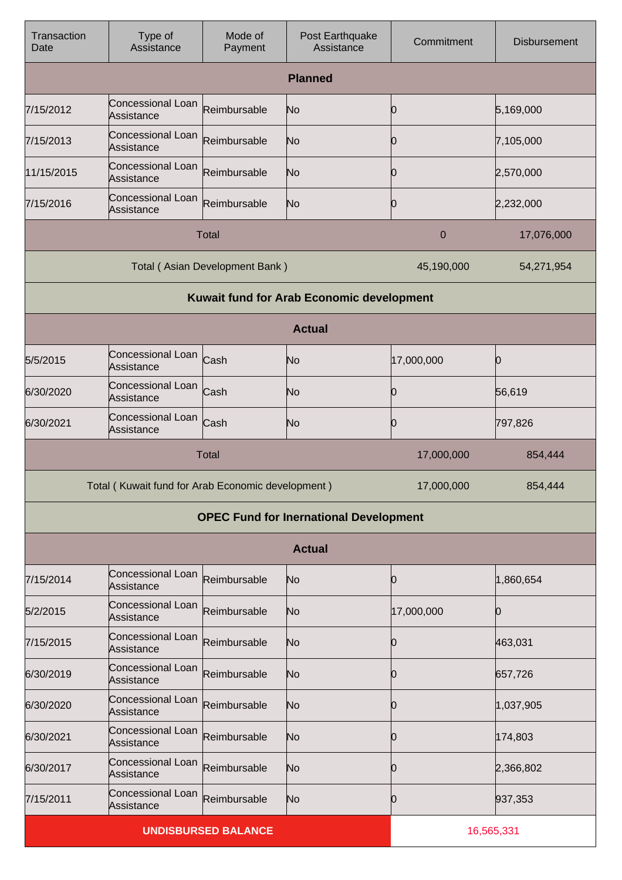| Transaction Date | Type of Assistance | Mode of Payment | Post Earthquake Assistance | Commitment | Disbursement |
|---|---|---|---|---|---|
| **Planned** | | | | | |
| 7/15/2012 | Concessional Loan Assistance | Reimbursable | No | 0 | 5,169,000 |
| 7/15/2013 | Concessional Loan Assistance | Reimbursable | No | 0 | 7,105,000 |
| 11/15/2015 | Concessional Loan Assistance | Reimbursable | No | 0 | 2,570,000 |
| 7/15/2016 | Concessional Loan Assistance | Reimbursable | No | 0 | 2,232,000 |
| Total | | | | 0 | 17,076,000 |
| Total ( Asian Development Bank ) | | | | 45,190,000 | 54,271,954 |
| **Kuwait fund for Arab Economic development** | | | | | |
| **Actual** | | | | | |
| 5/5/2015 | Concessional Loan Assistance | Cash | No | 17,000,000 | 0 |
| 6/30/2020 | Concessional Loan Assistance | Cash | No | 0 | 56,619 |
| 6/30/2021 | Concessional Loan Assistance | Cash | No | 0 | 797,826 |
| Total | | | | 17,000,000 | 854,444 |
| Total ( Kuwait fund for Arab Economic development ) | | | | 17,000,000 | 854,444 |
| **OPEC Fund for Inernational Development** | | | | | |
| **Actual** | | | | | |
| 7/15/2014 | Concessional Loan Assistance | Reimbursable | No | 0 | 1,860,654 |
| 5/2/2015 | Concessional Loan Assistance | Reimbursable | No | 17,000,000 | 0 |
| 7/15/2015 | Concessional Loan Assistance | Reimbursable | No | 0 | 463,031 |
| 6/30/2019 | Concessional Loan Assistance | Reimbursable | No | 0 | 657,726 |
| 6/30/2020 | Concessional Loan Assistance | Reimbursable | No | 0 | 1,037,905 |
| 6/30/2021 | Concessional Loan Assistance | Reimbursable | No | 0 | 174,803 |
| 6/30/2017 | Concessional Loan Assistance | Reimbursable | No | 0 | 2,366,802 |
| 7/15/2011 | Concessional Loan Assistance | Reimbursable | No | 0 | 937,353 |
| **UNDISBURSED BALANCE** | | | | 16,565,331 | |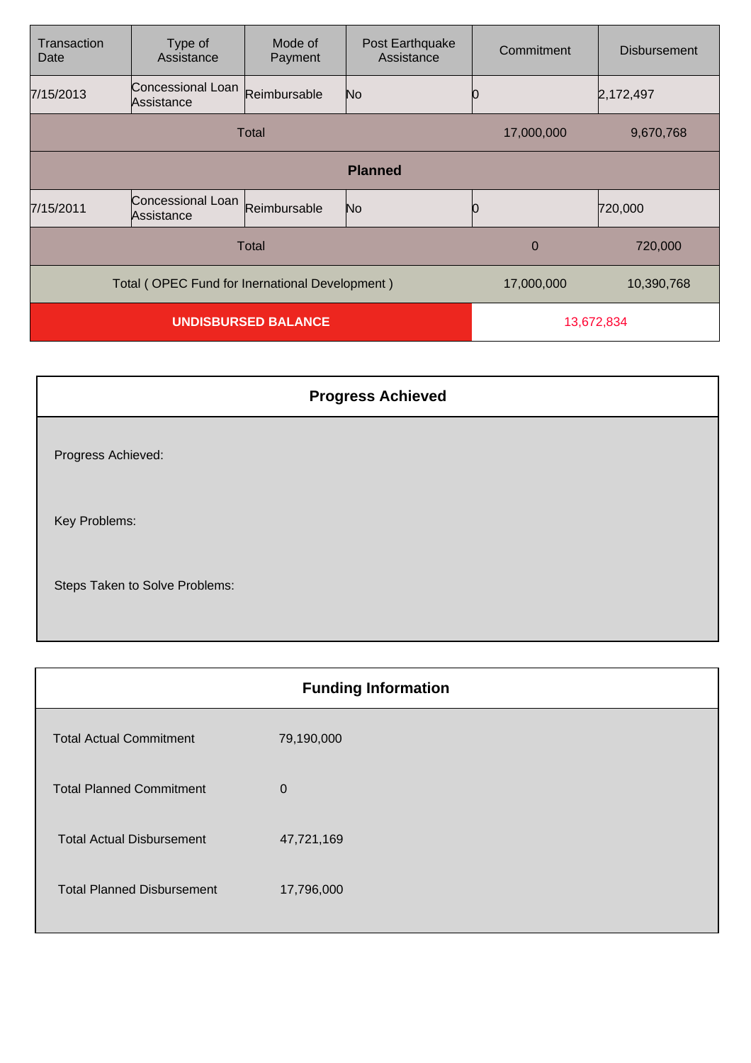| Transaction Date | Type of Assistance | Mode of Payment | Post Earthquake Assistance | Commitment | Disbursement |
|---|---|---|---|---|---|
| 7/15/2013 | Concessional Loan Assistance | Reimbursable | No | 0 | 2,172,497 |
| Total | | | | 17,000,000 | 9,670,768 |
| **Planned** | | | | | |
| 7/15/2011 | Concessional Loan Assistance | Reimbursable | No | 0 | 720,000 |
| Total | | | | 0 | 720,000 |
| Total ( OPEC Fund for Inernational Development ) | | | | 17,000,000 | 10,390,768 |
| **UNDISBURSED BALANCE** | | | | 13,672,834 | |

| **Progress Achieved** |
|---|
| Progress Achieved: |
| Key Problems: |
| Steps Taken to Solve Problems: |

| **Funding Information** | |
|---|---|
| Total Actual Commitment | 79,190,000 |
| Total Planned Commitment | 0 |
| Total Actual Disbursement | 47,721,169 |
| Total Planned Disbursement | 17,796,000 |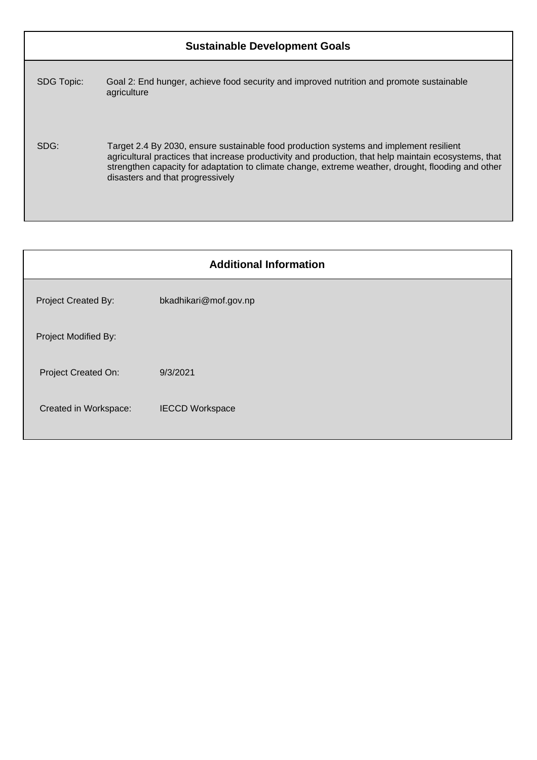## Sustainable Development Goals

| | |
|---|---|
| SDG Topic: | Goal 2: End hunger, achieve food security and improved nutrition and promote sustainable agriculture |
| SDG: | Target 2.4 By 2030, ensure sustainable food production systems and implement resilient agricultural practices that increase productivity and production, that help maintain ecosystems, that strengthen capacity for adaptation to climate change, extreme weather, drought, flooding and other disasters and that progressively |

## Additional Information

| | |
|---|---|
| Project Created By: | bkadhikari@mof.gov.np |
| Project Modified By: | |
| Project Created On: | 9/3/2021 |
| Created in Workspace: | IECCD Workspace |